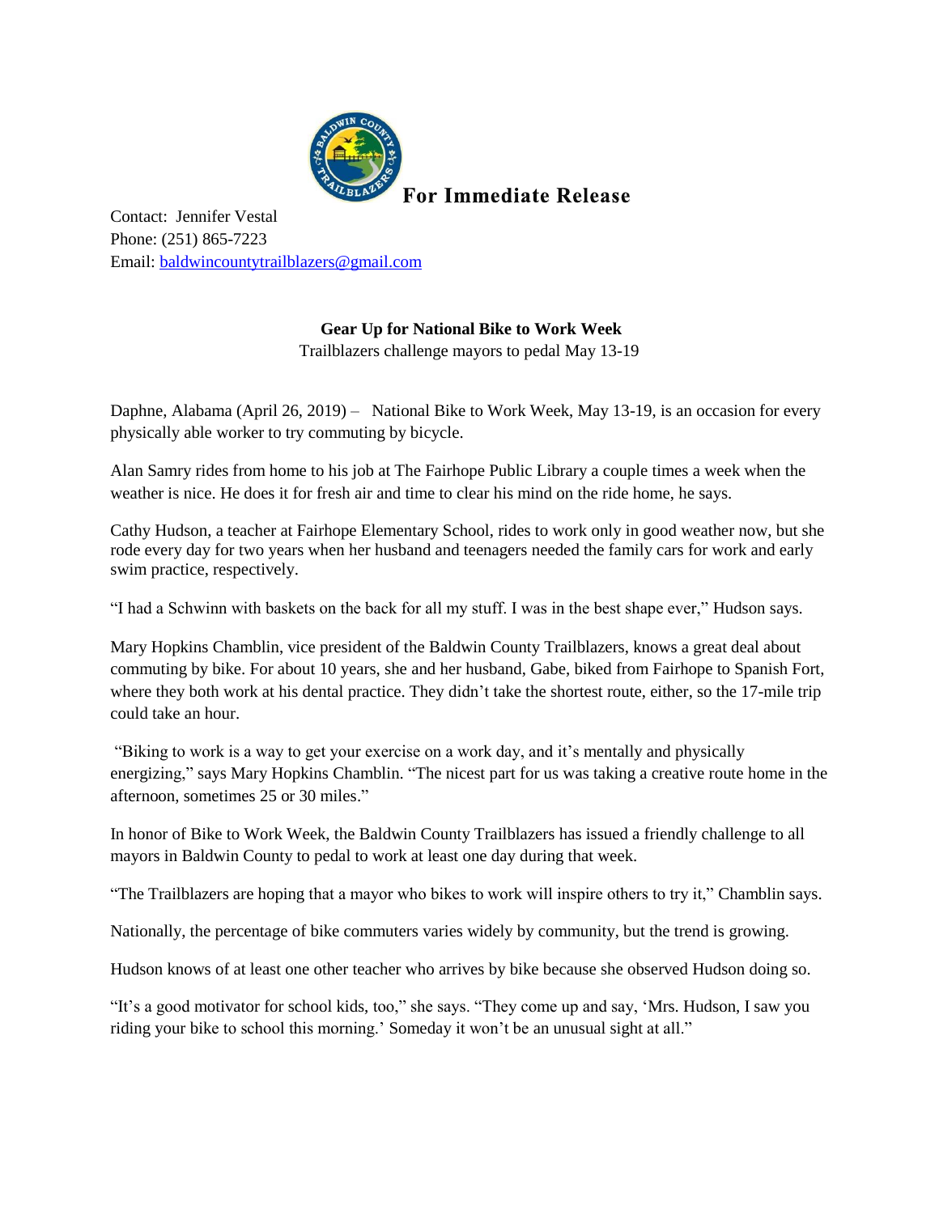**For Immediate Release**

Contact: Jennifer Vestal
Phone: (251) 865-7223
Email: baldwincountytrailblazers@gmail.com

**Gear Up for National Bike to Work Week**

Trailblazers challenge mayors to pedal May 13-19

Daphne, Alabama (April 26, 2019) – National Bike to Work Week, May 13-19, is an occasion for every physically able worker to try commuting by bicycle.

Alan Samry rides from home to his job at The Fairhope Public Library a couple times a week when the weather is nice. He does it for fresh air and time to clear his mind on the ride home, he says.

Cathy Hudson, a teacher at Fairhope Elementary School, rides to work only in good weather now, but she rode every day for two years when her husband and teenagers needed the family cars for work and early swim practice, respectively.

"I had a Schwinn with baskets on the back for all my stuff. I was in the best shape ever," Hudson says.

Mary Hopkins Chamblin, vice president of the Baldwin County Trailblazers, knows a great deal about commuting by bike. For about 10 years, she and her husband, Gabe, biked from Fairhope to Spanish Fort, where they both work at his dental practice. They didn't take the shortest route, either, so the 17-mile trip could take an hour.

"Biking to work is a way to get your exercise on a work day, and it's mentally and physically energizing," says Mary Hopkins Chamblin. "The nicest part for us was taking a creative route home in the afternoon, sometimes 25 or 30 miles."

In honor of Bike to Work Week, the Baldwin County Trailblazers has issued a friendly challenge to all mayors in Baldwin County to pedal to work at least one day during that week.

"The Trailblazers are hoping that a mayor who bikes to work will inspire others to try it," Chamblin says.

Nationally, the percentage of bike commuters varies widely by community, but the trend is growing.

Hudson knows of at least one other teacher who arrives by bike because she observed Hudson doing so.

"It's a good motivator for school kids, too," she says. "They come up and say, 'Mrs. Hudson, I saw you riding your bike to school this morning.' Someday it won't be an unusual sight at all."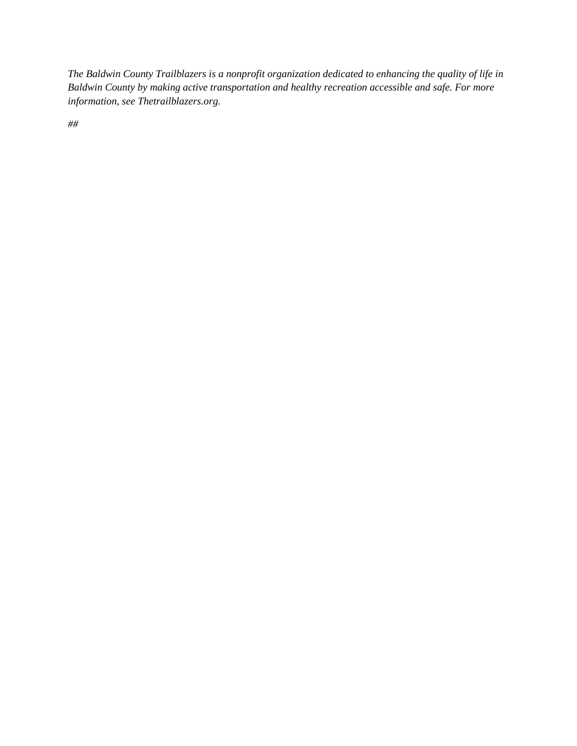*The Baldwin County Trailblazers is a nonprofit organization dedicated to enhancing the quality of life in Baldwin County by making active transportation and healthy recreation accessible and safe. For more information, see Thetrailblazers.org.*

*##*